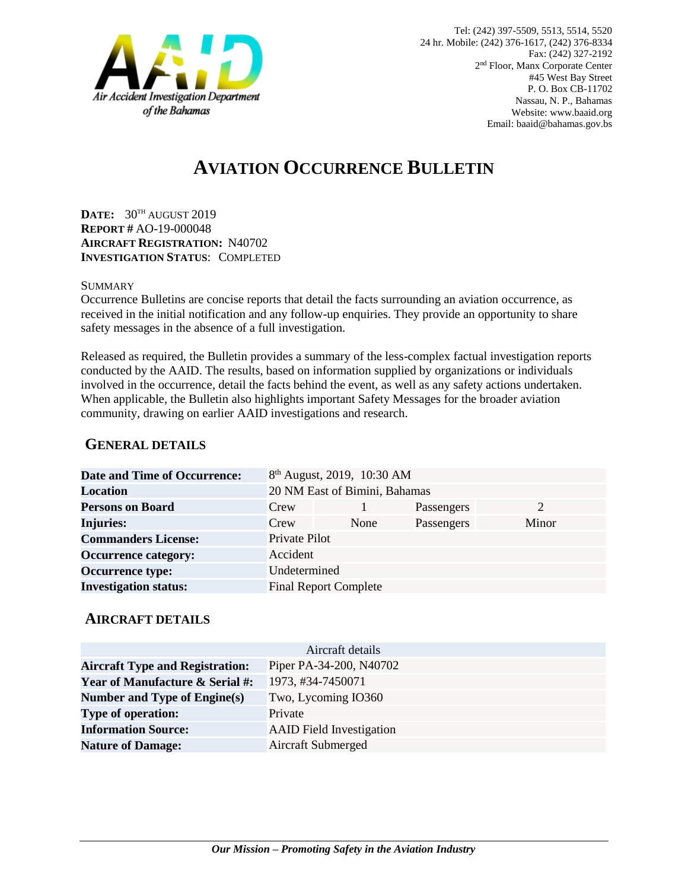**Air Accident Investigation Department of the Bahamas**

Tel: (242) 397-5509, 5513, 5514, 5520
24 hr. Mobile: (242) 376-1617, (242) 376-8334
Fax: (242) 327-2192
2nd Floor, Manx Corporate Center
#45 West Bay Street
P. O. Box CB-11702
Nassau, N. P., Bahamas
Website: www.baaid.org
Email: baaid@bahamas.gov.bs

# AVIATION OCCURRENCE BULLETIN

**DATE:** 30TH AUGUST 2019
**REPORT #** AO-19-000048
**AIRCRAFT REGISTRATION:** N40702
**INVESTIGATION STATUS**: COMPLETED

SUMMARY

Occurrence Bulletins are concise reports that detail the facts surrounding an aviation occurrence, as received in the initial notification and any follow-up enquiries. They provide an opportunity to share safety messages in the absence of a full investigation.

Released as required, the Bulletin provides a summary of the less-complex factual investigation reports conducted by the AAID. The results, based on information supplied by organizations or individuals involved in the occurrence, detail the facts behind the event, as well as any safety actions undertaken. When applicable, the Bulletin also highlights important Safety Messages for the broader aviation community, drawing on earlier AAID investigations and research.

## GENERAL DETAILS

| | | | | |
|---|---|---|---|---|
| **Date and Time of Occurrence:** | 8th August, 2019, 10:30 AM | | | |
| **Location** | 20 NM East of Bimini, Bahamas | | | |
| **Persons on Board** | Crew | 1 | Passengers | 2 |
| **Injuries:** | Crew | None | Passengers | Minor |
| **Commanders License:** | Private Pilot | | | |
| **Occurrence category:** | Accident | | | |
| **Occurrence type:** | Undetermined | | | |
| **Investigation status:** | Final Report Complete | | | |

## AIRCRAFT DETAILS

| Aircraft details | |
|---|---|
| **Aircraft Type and Registration:** | Piper PA-34-200, N40702 |
| **Year of Manufacture & Serial #:** | 1973, #34-7450071 |
| **Number and Type of Engine(s)** | Two, Lycoming IO360 |
| **Type of operation:** | Private |
| **Information Source:** | AAID Field Investigation |
| **Nature of Damage:** | Aircraft Submerged |

***Our Mission – Promoting Safety in the Aviation Industry***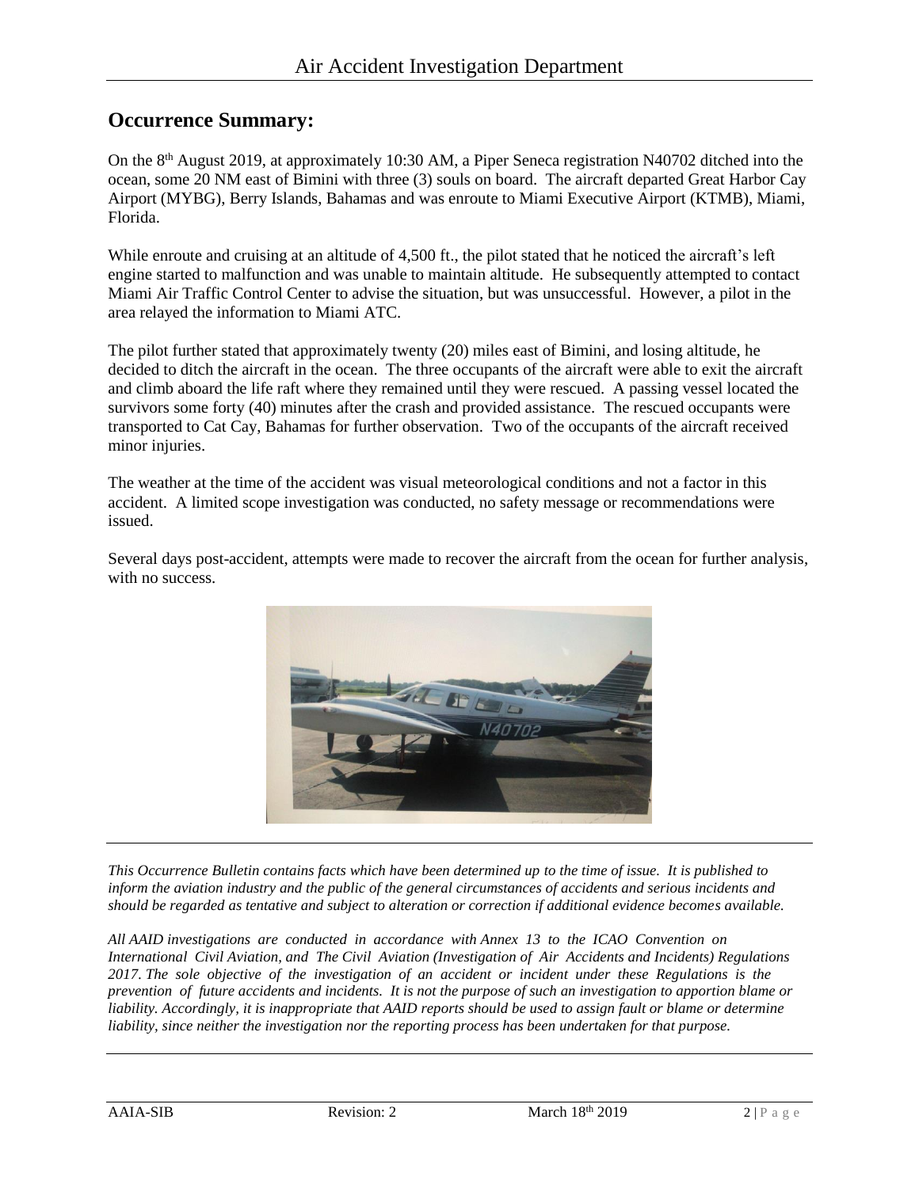## Occurrence Summary:

On the 8th August 2019, at approximately 10:30 AM, a Piper Seneca registration N40702 ditched into the ocean, some 20 NM east of Bimini with three (3) souls on board. The aircraft departed Great Harbor Cay Airport (MYBG), Berry Islands, Bahamas and was enroute to Miami Executive Airport (KTMB), Miami, Florida.

While enroute and cruising at an altitude of 4,500 ft., the pilot stated that he noticed the aircraft's left engine started to malfunction and was unable to maintain altitude. He subsequently attempted to contact Miami Air Traffic Control Center to advise the situation, but was unsuccessful. However, a pilot in the area relayed the information to Miami ATC.

The pilot further stated that approximately twenty (20) miles east of Bimini, and losing altitude, he decided to ditch the aircraft in the ocean. The three occupants of the aircraft were able to exit the aircraft and climb aboard the life raft where they remained until they were rescued. A passing vessel located the survivors some forty (40) minutes after the crash and provided assistance. The rescued occupants were transported to Cat Cay, Bahamas for further observation. Two of the occupants of the aircraft received minor injuries.

The weather at the time of the accident was visual meteorological conditions and not a factor in this accident. A limited scope investigation was conducted, no safety message or recommendations were issued.

Several days post-accident, attempts were made to recover the aircraft from the ocean for further analysis, with no success.

*This Occurrence Bulletin contains facts which have been determined up to the time of issue. It is published to inform the aviation industry and the public of the general circumstances of accidents and serious incidents and should be regarded as tentative and subject to alteration or correction if additional evidence becomes available.*

*All AAID investigations are conducted in accordance with Annex 13 to the ICAO Convention on International Civil Aviation, and The Civil Aviation (Investigation of Air Accidents and Incidents) Regulations 2017. The sole objective of the investigation of an accident or incident under these Regulations is the prevention of future accidents and incidents. It is not the purpose of such an investigation to apportion blame or liability. Accordingly, it is inappropriate that AAID reports should be used to assign fault or blame or determine liability, since neither the investigation nor the reporting process has been undertaken for that purpose.*